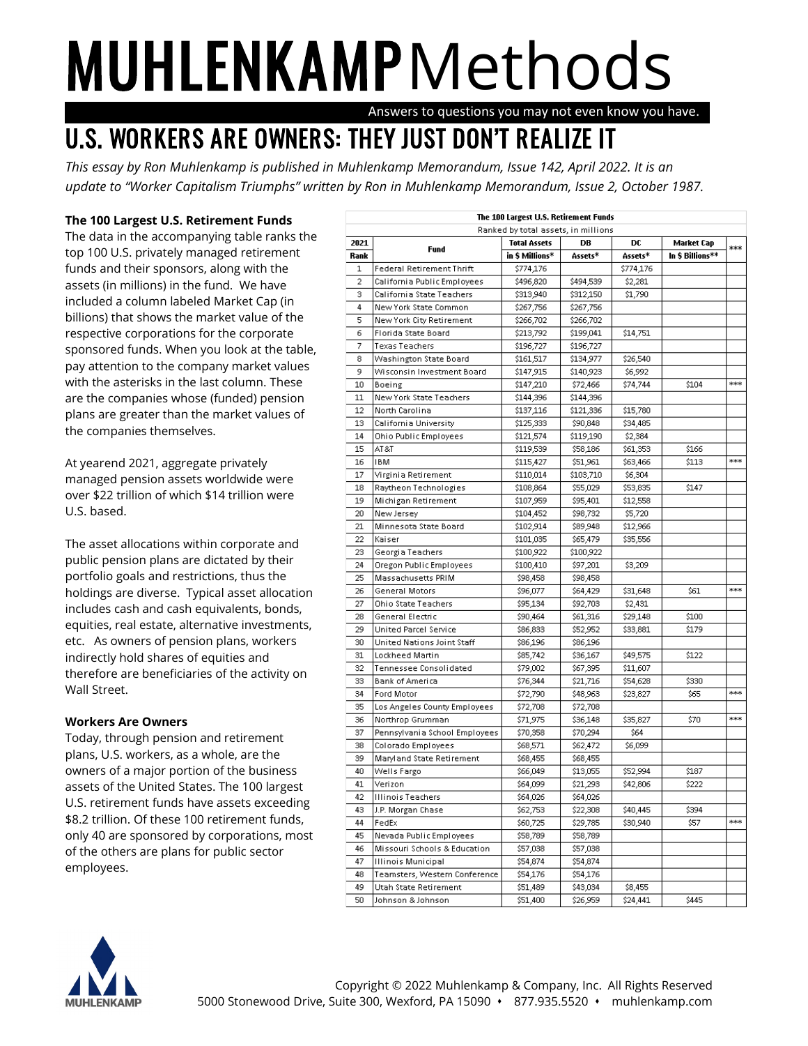# MUHLENKAMP Methods

Answers to questions you may not even know you have.

## U.S. WORKERS ARE OWNERS: THEY JUST DON'T REALIZE IT

*This essay by Ron Muhlenkamp is published in Muhlenkamp Memorandum, Issue 142, April 2022. It is an update to "Worker Capitalism Triumphs" written by Ron in Muhlenkamp Memorandum, Issue 2, October 1987.*

**The 100 Largest U.S. Retirement Funds**

The data in the accompanying table ranks the top 100 U.S. privately managed retirement funds and their sponsors, along with the assets (in millions) in the fund. We have included a column labeled Market Cap (in billions) that shows the market value of the respective corporations for the corporate sponsored funds. When you look at the table, pay attention to the company market values with the asterisks in the last column. These are the companies whose (funded) pension plans are greater than the market values of the companies themselves.

At yearend 2021, aggregate privately managed pension assets worldwide were over $22 trillion of which $14 trillion were U.S. based.

The asset allocations within corporate and public pension plans are dictated by their portfolio goals and restrictions, thus the holdings are diverse. Typical asset allocation includes cash and cash equivalents, bonds, equities, real estate, alternative investments, etc. As owners of pension plans, workers indirectly hold shares of equities and therefore are beneficiaries of the activity on Wall Street.

**Workers Are Owners**

Today, through pension and retirement plans, U.S. workers, as a whole, are the owners of a major portion of the business assets of the United States. The 100 largest U.S. retirement funds have assets exceeding $8.2 trillion. Of these 100 retirement funds, only 40 are sponsored by corporations, most of the others are plans for public sector employees.

**The 100 Largest U.S. Retirement Funds**
Ranked by total assets, in millions

| 2021 Rank | Fund | Total Assets in $ Millions* | DB Assets* | DC Assets* | Market Cap In $ Billions** | *** |
|---|---|---|---|---|---|---|
| 1 | Federal Retirement Thrift | $774,176 | | $774,176 | | |
| 2 | California Public Employees | $496,820 | $494,539 | $2,281 | | |
| 3 | California State Teachers | $313,940 | $312,150 | $1,790 | | |
| 4 | New York State Common | $267,756 | $267,756 | | | |
| 5 | New York City Retirement | $266,702 | $266,702 | | | |
| 6 | Florida State Board | $213,792 | $199,041 | $14,751 | | |
| 7 | Texas Teachers | $196,727 | $196,727 | | | |
| 8 | Washington State Board | $161,517 | $134,977 | $26,540 | | |
| 9 | Wisconsin Investment Board | $147,915 | $140,923 | $6,992 | | |
| 10 | Boeing | $147,210 | $72,466 | $74,744 | $104 | *** |
| 11 | New York State Teachers | $144,396 | $144,396 | | | |
| 12 | North Carolina | $137,116 | $121,336 | $15,780 | | |
| 13 | California University | $125,333 | $90,848 | $34,485 | | |
| 14 | Ohio Public Employees | $121,574 | $119,190 | $2,384 | | |
| 15 | AT&T | $119,539 | $58,186 | $61,353 | $166 | |
| 16 | IBM | $115,427 | $51,961 | $63,466 | $113 | *** |
| 17 | Virginia Retirement | $110,014 | $103,710 | $6,304 | | |
| 18 | Raytheon Technologies | $108,864 | $55,029 | $53,835 | $147 | |
| 19 | Michigan Retirement | $107,959 | $95,401 | $12,558 | | |
| 20 | New Jersey | $104,452 | $98,732 | $5,720 | | |
| 21 | Minnesota State Board | $102,914 | $89,948 | $12,966 | | |
| 22 | Kaiser | $101,035 | $65,479 | $35,556 | | |
| 23 | Georgia Teachers | $100,922 | $100,922 | | | |
| 24 | Oregon Public Employees | $100,410 | $97,201 | $3,209 | | |
| 25 | Massachusetts PRIM | $98,458 | $98,458 | | | |
| 26 | General Motors | $96,077 | $64,429 | $31,648 | $61 | *** |
| 27 | Ohio State Teachers | $95,134 | $92,703 | $2,431 | | |
| 28 | General Electric | $90,464 | $61,316 | $29,148 | $100 | |
| 29 | United Parcel Service | $86,833 | $52,952 | $33,881 | $179 | |
| 30 | United Nations Joint Staff | $86,196 | $86,196 | | | |
| 31 | Lockheed Martin | $85,742 | $36,167 | $49,575 | $122 | |
| 32 | Tennessee Consolidated | $79,002 | $67,395 | $11,607 | | |
| 33 | Bank of America | $76,344 | $21,716 | $54,628 | $330 | |
| 34 | Ford Motor | $72,790 | $48,963 | $23,827 | $65 | *** |
| 35 | Los Angeles County Employees | $72,708 | $72,708 | | | |
| 36 | Northrop Grumman | $71,975 | $36,148 | $35,827 | $70 | *** |
| 37 | Pennsylvania School Employees | $70,358 | $70,294 | $64 | | |
| 38 | Colorado Employees | $68,571 | $62,472 | $6,099 | | |
| 39 | Maryland State Retirement | $68,455 | $68,455 | | | |
| 40 | Wells Fargo | $66,049 | $13,055 | $52,994 | $187 | |
| 41 | Verizon | $64,099 | $21,293 | $42,806 | $222 | |
| 42 | Illinois Teachers | $64,026 | $64,026 | | | |
| 43 | J.P. Morgan Chase | $62,753 | $22,308 | $40,445 | $394 | |
| 44 | FedEx | $60,725 | $29,785 | $30,940 | $57 | *** |
| 45 | Nevada Public Employees | $58,789 | $58,789 | | | |
| 46 | Missouri Schools & Education | $57,038 | $57,038 | | | |
| 47 | Illinois Municipal | $54,874 | $54,874 | | | |
| 48 | Teamsters, Western Conference | $54,176 | $54,176 | | | |
| 49 | Utah State Retirement | $51,489 | $43,034 | $8,455 | | |
| 50 | Johnson & Johnson | $51,400 | $26,959 | $24,441 | $445 | |

Copyright © 2022 Muhlenkamp & Company, Inc. All Rights Reserved
5000 Stonewood Drive, Suite 300, Wexford, PA 15090 • 877.935.5520 • muhlenkamp.com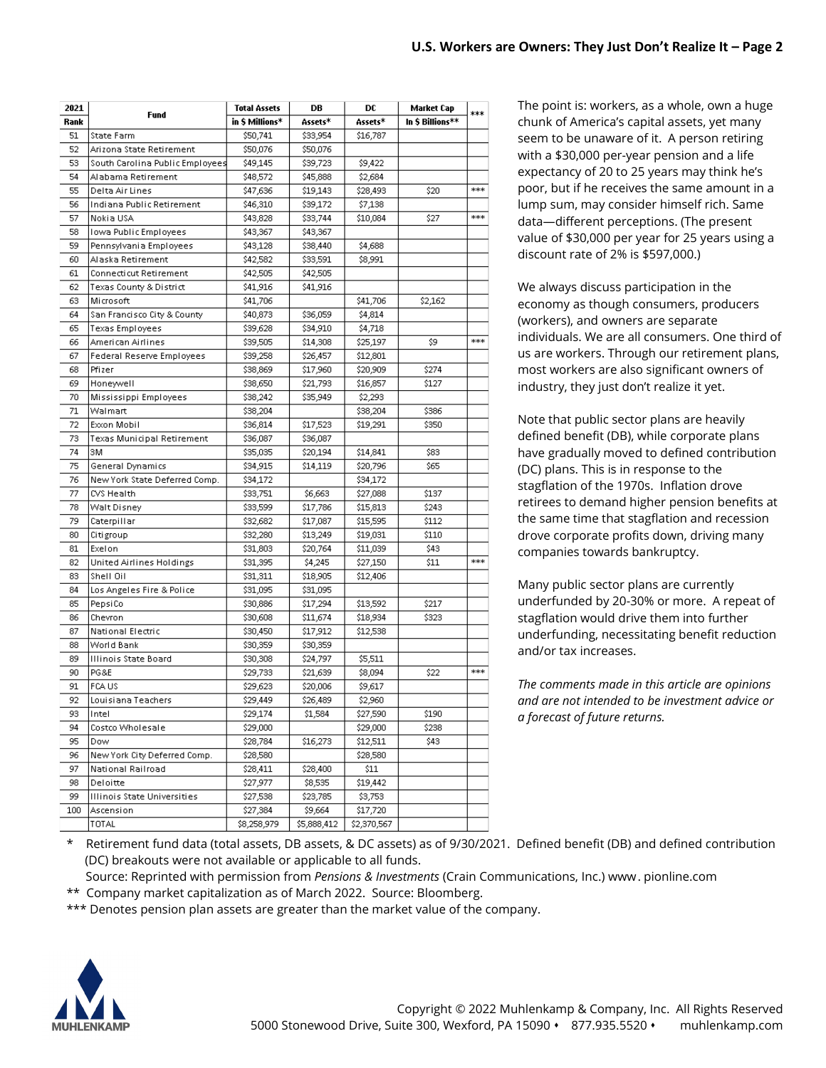| 2021 Rank | Fund | Total Assets in $ Millions* | DB Assets* | DC Assets* | Market Cap In $ Billions** | *** |
|---|---|---|---|---|---|---|
| 51 | State Farm | $50,741 | $33,954 | $16,787 | | |
| 52 | Arizona State Retirement | $50,076 | $50,076 | | | |
| 53 | South Carolina Public Employees | $49,145 | $39,723 | $9,422 | | |
| 54 | Alabama Retirement | $48,572 | $45,888 | $2,684 | | |
| 55 | Delta Air Lines | $47,636 | $19,143 | $28,493 | $20 | *** |
| 56 | Indiana Public Retirement | $46,310 | $39,172 | $7,138 | | |
| 57 | Nokia USA | $43,828 | $33,744 | $10,084 | $27 | *** |
| 58 | Iowa Public Employees | $43,367 | $43,367 | | | |
| 59 | Pennsylvania Employees | $43,128 | $38,440 | $4,688 | | |
| 60 | Alaska Retirement | $42,582 | $33,591 | $8,991 | | |
| 61 | Connecticut Retirement | $42,505 | $42,505 | | | |
| 62 | Texas County & District | $41,916 | $41,916 | | | |
| 63 | Microsoft | $41,706 | | $41,706 | $2,162 | |
| 64 | San Francisco City & County | $40,873 | $36,059 | $4,814 | | |
| 65 | Texas Employees | $39,628 | $34,910 | $4,718 | | |
| 66 | American Airlines | $39,505 | $14,308 | $25,197 | $9 | *** |
| 67 | Federal Reserve Employees | $39,258 | $26,457 | $12,801 | | |
| 68 | Pfizer | $38,869 | $17,960 | $20,909 | $274 | |
| 69 | Honeywell | $38,650 | $21,793 | $16,857 | $127 | |
| 70 | Mississippi Employees | $38,242 | $35,949 | $2,293 | | |
| 71 | Walmart | $38,204 | | $38,204 | $386 | |
| 72 | Exxon Mobil | $36,814 | $17,523 | $19,291 | $350 | |
| 73 | Texas Municipal Retirement | $36,087 | $36,087 | | | |
| 74 | 3M | $35,035 | $20,194 | $14,841 | $83 | |
| 75 | General Dynamics | $34,915 | $14,119 | $20,796 | $65 | |
| 76 | New York State Deferred Comp. | $34,172 | | $34,172 | | |
| 77 | CVS Health | $33,751 | $6,663 | $27,088 | $137 | |
| 78 | Walt Disney | $33,599 | $17,786 | $15,813 | $243 | |
| 79 | Caterpillar | $32,682 | $17,087 | $15,595 | $112 | |
| 80 | Citigroup | $32,280 | $13,249 | $19,031 | $110 | |
| 81 | Exelon | $31,803 | $20,764 | $11,039 | $43 | |
| 82 | United Airlines Holdings | $31,395 | $4,245 | $27,150 | $11 | *** |
| 83 | Shell Oil | $31,311 | $18,905 | $12,406 | | |
| 84 | Los Angeles Fire & Police | $31,095 | $31,095 | | | |
| 85 | PepsiCo | $30,886 | $17,294 | $13,592 | $217 | |
| 86 | Chevron | $30,608 | $11,674 | $18,934 | $323 | |
| 87 | National Electric | $30,450 | $17,912 | $12,538 | | |
| 88 | World Bank | $30,359 | $30,359 | | | |
| 89 | Illinois State Board | $30,308 | $24,797 | $5,511 | | |
| 90 | PG&E | $29,733 | $21,639 | $8,094 | $22 | *** |
| 91 | FCA US | $29,623 | $20,006 | $9,617 | | |
| 92 | Louisiana Teachers | $29,449 | $26,489 | $2,960 | | |
| 93 | Intel | $29,174 | $1,584 | $27,590 | $190 | |
| 94 | Costco Wholesale | $29,000 | | $29,000 | $238 | |
| 95 | Dow | $28,784 | $16,273 | $12,511 | $43 | |
| 96 | New York City Deferred Comp. | $28,580 | | $28,580 | | |
| 97 | National Railroad | $28,411 | $28,400 | $11 | | |
| 98 | Deloitte | $27,977 | $8,535 | $19,442 | | |
| 99 | Illinois State Universities | $27,538 | $23,785 | $3,753 | | |
| 100 | Ascension | $27,384 | $9,664 | $17,720 | | |
| | TOTAL | $8,258,979 | $5,888,412 | $2,370,567 | | |

The point is: workers, as a whole, own a huge chunk of America's capital assets, yet many seem to be unaware of it. A person retiring with a $30,000 per-year pension and a life expectancy of 20 to 25 years may think he's poor, but if he receives the same amount in a lump sum, may consider himself rich. Same data—different perceptions. (The present value of $30,000 per year for 25 years using a discount rate of 2% is $597,000.)

We always discuss participation in the economy as though consumers, producers (workers), and owners are separate individuals. We are all consumers. One third of us are workers. Through our retirement plans, most workers are also significant owners of industry, they just don't realize it yet.

Note that public sector plans are heavily defined benefit (DB), while corporate plans have gradually moved to defined contribution (DC) plans. This is in response to the stagflation of the 1970s. Inflation drove retirees to demand higher pension benefits at the same time that stagflation and recession drove corporate profits down, driving many companies towards bankruptcy.

Many public sector plans are currently underfunded by 20-30% or more. A repeat of stagflation would drive them into further underfunding, necessitating benefit reduction and/or tax increases.

*The comments made in this article are opinions and are not intended to be investment advice or a forecast of future returns.*

\* Retirement fund data (total assets, DB assets, & DC assets) as of 9/30/2021. Defined benefit (DB) and defined contribution (DC) breakouts were not available or applicable to all funds.
Source: Reprinted with permission from *Pensions & Investments* (Crain Communications, Inc.) www. pionline.com

\*\* Company market capitalization as of March 2022. Source: Bloomberg.

\*\*\* Denotes pension plan assets are greater than the market value of the company.

Copyright © 2022 Muhlenkamp & Company, Inc. All Rights Reserved
5000 Stonewood Drive, Suite 300, Wexford, PA 15090 • 877.935.5520 • muhlenkamp.com